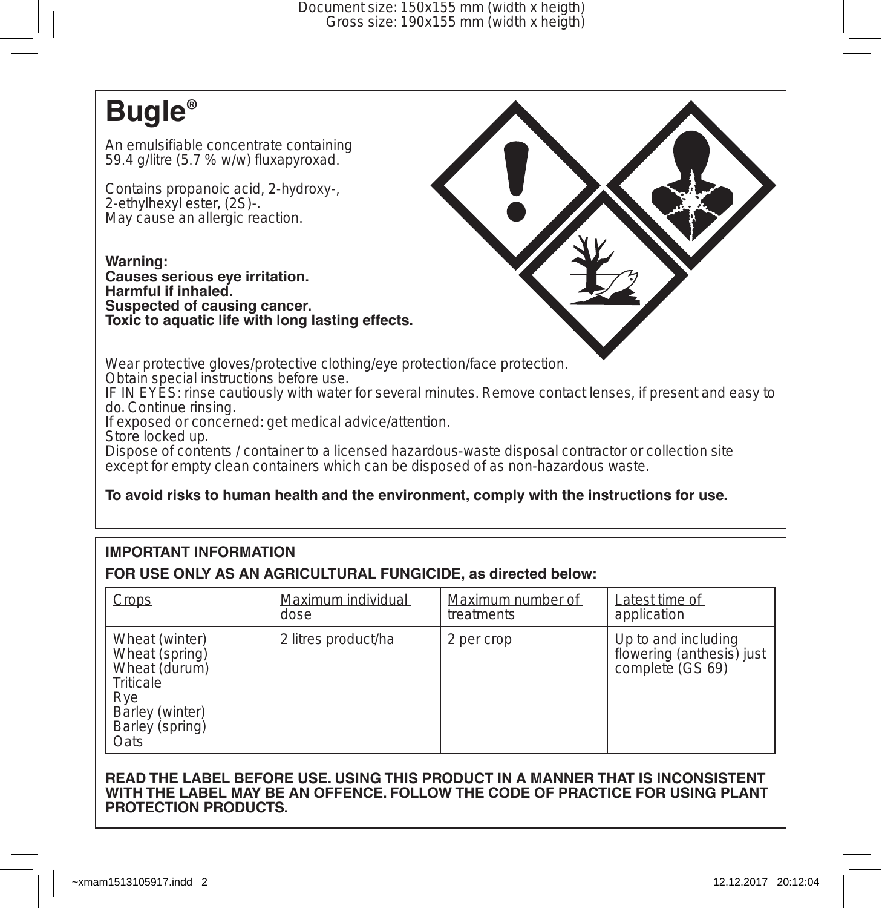# Bugle®

An emulsifiable concentrate containing 59.4 g/litre (5.7 % w/w) fluxapyroxad.

Contains propanoic acid, 2-hydroxy-, 2-ethylhexyl ester, (2S)-.
May cause an allergic reaction.

**Warning:**
**Causes serious eye irritation.**
**Harmful if inhaled.**
**Suspected of causing cancer.**
**Toxic to aquatic life with long lasting effects.**

Wear protective gloves/protective clothing/eye protection/face protection.
Obtain special instructions before use.
IF IN EYES: rinse cautiously with water for several minutes. Remove contact lenses, if present and easy to do. Continue rinsing.
If exposed or concerned: get medical advice/attention.
Store locked up.
Dispose of contents / container to a licensed hazardous-waste disposal contractor or collection site except for empty clean containers which can be disposed of as non-hazardous waste.

**To avoid risks to human health and the environment, comply with the instructions for use.**

## IMPORTANT INFORMATION

**FOR USE ONLY AS AN AGRICULTURAL FUNGICIDE, as directed below:**

| Crops | Maximum individual dose | Maximum number of treatments | Latest time of application |
|---|---|---|---|
| Wheat (winter)<br>Wheat (spring)<br>Wheat (durum)<br>Triticale<br>Rye<br>Barley (winter)<br>Barley (spring)<br>Oats | 2 litres product/ha | 2 per crop | Up to and including flowering (anthesis) just complete (GS 69) |

**READ THE LABEL BEFORE USE. USING THIS PRODUCT IN A MANNER THAT IS INCONSISTENT WITH THE LABEL MAY BE AN OFFENCE. FOLLOW THE CODE OF PRACTICE FOR USING PLANT PROTECTION PRODUCTS.**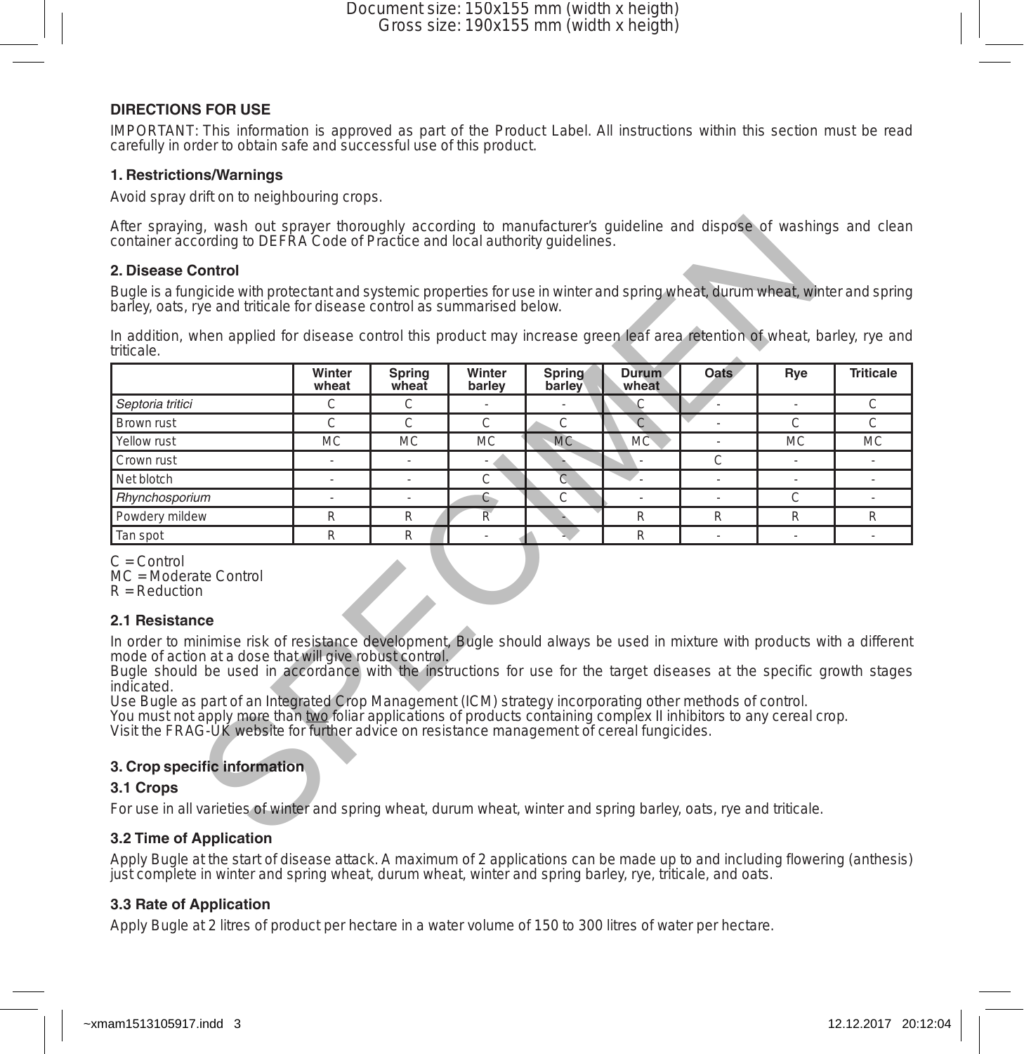## DIRECTIONS FOR USE

IMPORTANT: This information is approved as part of the Product Label. All instructions within this section must be read carefully in order to obtain safe and successful use of this product.

### 1. Restrictions/Warnings

Avoid spray drift on to neighbouring crops.

After spraying, wash out sprayer thoroughly according to manufacturer's guideline and dispose of washings and clean container according to DEFRA Code of Practice and local authority guidelines.

### 2. Disease Control

Bugle is a fungicide with protectant and systemic properties for use in winter and spring wheat, durum wheat, winter and spring barley, oats, rye and triticale for disease control as summarised below.

In addition, when applied for disease control this product may increase green leaf area retention of wheat, barley, rye and triticale.

| | Winter wheat | Spring wheat | Winter barley | Spring barley | Durum wheat | Oats | Rye | Triticale |
|---|---|---|---|---|---|---|---|---|
| *Septoria tritici* | C | C | - | - | C | - | - | C |
| Brown rust | C | C | C | C | C | - | C | C |
| Yellow rust | MC | MC | MC | MC | MC | - | MC | MC |
| Crown rust | - | - | - | - | - | C | - | - |
| Net blotch | - | - | C | C | - | - | - | - |
| *Rhynchosporium* | - | - | C | C | - | - | C | - |
| Powdery mildew | R | R | R | - | R | R | R | R |
| Tan spot | R | R | - | - | R | - | - | - |

C = Control
MC = Moderate Control
R = Reduction

### 2.1 Resistance

In order to minimise risk of resistance development, Bugle should always be used in mixture with products with a different mode of action at a dose that will give robust control.
Bugle should be used in accordance with the instructions for use for the target diseases at the specific growth stages indicated.
Use Bugle as part of an Integrated Crop Management (ICM) strategy incorporating other methods of control.
You must not apply more than two foliar applications of products containing complex II inhibitors to any cereal crop.
Visit the FRAG-UK website for further advice on resistance management of cereal fungicides.

### 3. Crop specific information

### 3.1 Crops

For use in all varieties of winter and spring wheat, durum wheat, winter and spring barley, oats, rye and triticale.

### 3.2 Time of Application

Apply Bugle at the start of disease attack. A maximum of 2 applications can be made up to and including flowering (anthesis) just complete in winter and spring wheat, durum wheat, winter and spring barley, rye, triticale, and oats.

### 3.3 Rate of Application

Apply Bugle at 2 litres of product per hectare in a water volume of 150 to 300 litres of water per hectare.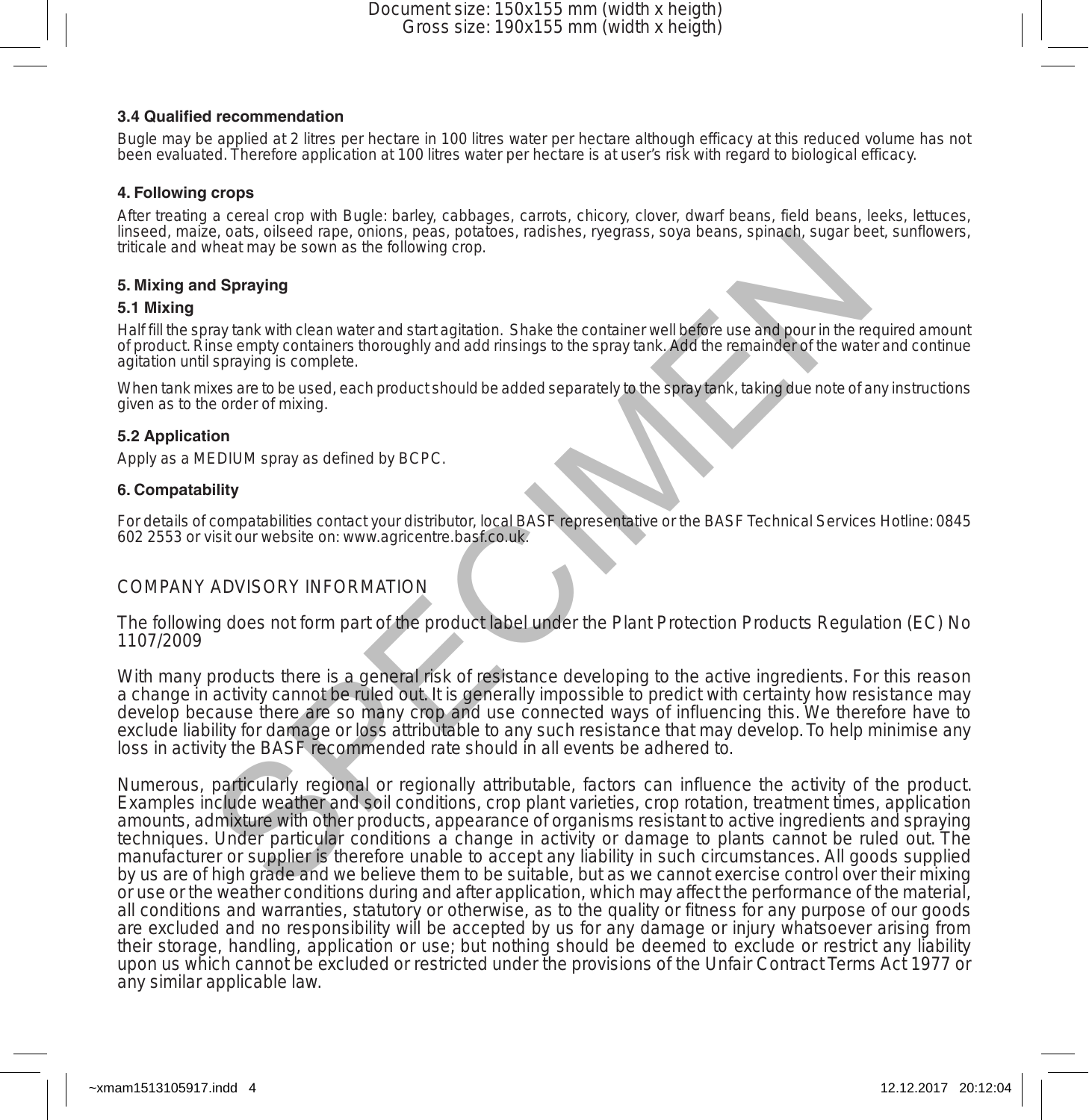### 3.4 Qualified recommendation

Bugle may be applied at 2 litres per hectare in 100 litres water per hectare although efficacy at this reduced volume has not been evaluated. Therefore application at 100 litres water per hectare is at user's risk with regard to biological efficacy.

### 4. Following crops

After treating a cereal crop with Bugle: barley, cabbages, carrots, chicory, clover, dwarf beans, field beans, leeks, lettuces, linseed, maize, oats, oilseed rape, onions, peas, potatoes, radishes, ryegrass, soya beans, spinach, sugar beet, sunflowers, triticale and wheat may be sown as the following crop.

### 5. Mixing and Spraying

#### 5.1 Mixing

Half fill the spray tank with clean water and start agitation. Shake the container well before use and pour in the required amount of product. Rinse empty containers thoroughly and add rinsings to the spray tank. Add the remainder of the water and continue agitation until spraying is complete.

When tank mixes are to be used, each product should be added separately to the spray tank, taking due note of any instructions given as to the order of mixing.

#### 5.2 Application

Apply as a MEDIUM spray as defined by BCPC.

### 6. Compatability

For details of compatabilities contact your distributor, local BASF representative or the BASF Technical Services Hotline: 0845 602 2553 or visit our website on: www.agricentre.basf.co.uk.

## COMPANY ADVISORY INFORMATION

The following does not form part of the product label under the Plant Protection Products Regulation (EC) No 1107/2009

With many products there is a general risk of resistance developing to the active ingredients. For this reason a change in activity cannot be ruled out. It is generally impossible to predict with certainty how resistance may develop because there are so many crop and use connected ways of influencing this. We therefore have to exclude liability for damage or loss attributable to any such resistance that may develop. To help minimise any loss in activity the BASF recommended rate should in all events be adhered to.

Numerous, particularly regional or regionally attributable, factors can influence the activity of the product. Examples include weather and soil conditions, crop plant varieties, crop rotation, treatment times, application amounts, admixture with other products, appearance of organisms resistant to active ingredients and spraying techniques. Under particular conditions a change in activity or damage to plants cannot be ruled out. The manufacturer or supplier is therefore unable to accept any liability in such circumstances. All goods supplied by us are of high grade and we believe them to be suitable, but as we cannot exercise control over their mixing or use or the weather conditions during and after application, which may affect the performance of the material, all conditions and warranties, statutory or otherwise, as to the quality or fitness for any purpose of our goods are excluded and no responsibility will be accepted by us for any damage or injury whatsoever arising from their storage, handling, application or use; but nothing should be deemed to exclude or restrict any liability upon us which cannot be excluded or restricted under the provisions of the Unfair Contract Terms Act 1977 or any similar applicable law.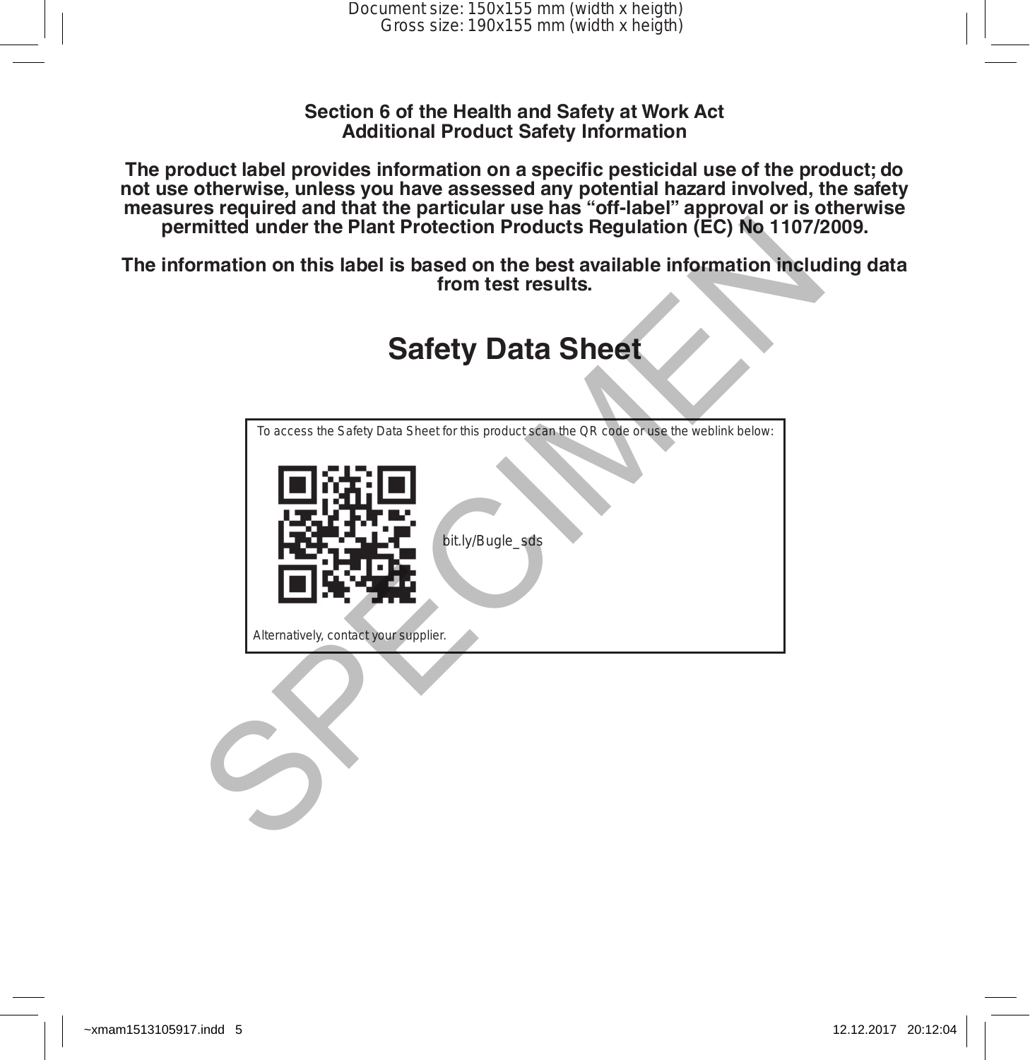**Section 6 of the Health and Safety at Work Act**
**Additional Product Safety Information**

**The product label provides information on a specific pesticidal use of the product; do not use otherwise, unless you have assessed any potential hazard involved, the safety measures required and that the particular use has "off-label" approval or is otherwise permitted under the Plant Protection Products Regulation (EC) No 1107/2009.**

**The information on this label is based on the best available information including data from test results.**

## Safety Data Sheet

To access the Safety Data Sheet for this product scan the QR code or use the weblink below:

bit.ly/Bugle_sds

Alternatively, contact your supplier.